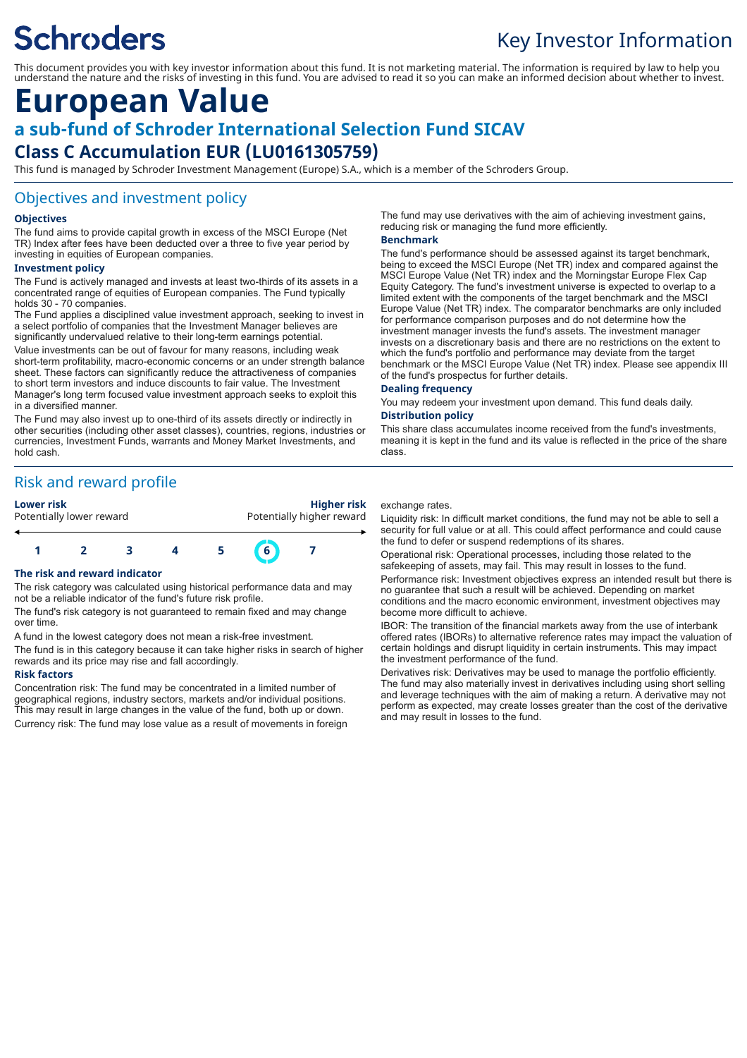Schroders

Key Investor Information

This document provides you with key investor information about this fund. It is not marketing material. The information is required by law to help you understand the nature and the risks of investing in this fund. You are advised to read it so you can make an informed decision about whether to invest.

# European Value

## a sub-fund of Schroder International Selection Fund SICAV

## Class C Accumulation EUR (LU0161305759)

This fund is managed by Schroder Investment Management (Europe) S.A., which is a member of the Schroders Group.

## Objectives and investment policy

### Objectives

The fund aims to provide capital growth in excess of the MSCI Europe (Net TR) Index after fees have been deducted over a three to five year period by investing in equities of European companies.

### Investment policy

The Fund is actively managed and invests at least two-thirds of its assets in a concentrated range of equities of European companies. The Fund typically holds 30 - 70 companies.

The Fund applies a disciplined value investment approach, seeking to invest in a select portfolio of companies that the Investment Manager believes are significantly undervalued relative to their long-term earnings potential.

Value investments can be out of favour for many reasons, including weak short-term profitability, macro-economic concerns or an under strength balance sheet. These factors can significantly reduce the attractiveness of companies to short term investors and induce discounts to fair value. The Investment Manager's long term focused value investment approach seeks to exploit this in a diversified manner.

The Fund may also invest up to one-third of its assets directly or indirectly in other securities (including other asset classes), countries, regions, industries or currencies, Investment Funds, warrants and Money Market Investments, and hold cash.

The fund may use derivatives with the aim of achieving investment gains, reducing risk or managing the fund more efficiently.

### Benchmark

The fund's performance should be assessed against its target benchmark, being to exceed the MSCI Europe (Net TR) index and compared against the MSCI Europe Value (Net TR) index and the Morningstar Europe Flex Cap Equity Category. The fund's investment universe is expected to overlap to a limited extent with the components of the target benchmark and the MSCI Europe Value (Net TR) index. The comparator benchmarks are only included for performance comparison purposes and do not determine how the investment manager invests the fund's assets. The investment manager invests on a discretionary basis and there are no restrictions on the extent to which the fund's portfolio and performance may deviate from the target benchmark or the MSCI Europe Value (Net TR) index. Please see appendix III of the fund's prospectus for further details.

### Dealing frequency

You may redeem your investment upon demand. This fund deals daily.

### Distribution policy

This share class accumulates income received from the fund's investments, meaning it is kept in the fund and its value is reflected in the price of the share class.

## Risk and reward profile

**Lower risk** — Potentially lower reward

**Higher risk** — Potentially higher reward

| 1 | 2 | 3 | 4 | 5 | **6** | 7 |
|---|---|---|---|---|---|---|

### The risk and reward indicator

The risk category was calculated using historical performance data and may not be a reliable indicator of the fund's future risk profile.

The fund's risk category is not guaranteed to remain fixed and may change over time.

A fund in the lowest category does not mean a risk-free investment.

The fund is in this category because it can take higher risks in search of higher rewards and its price may rise and fall accordingly.

### Risk factors

Concentration risk: The fund may be concentrated in a limited number of geographical regions, industry sectors, markets and/or individual positions. This may result in large changes in the value of the fund, both up or down.

Currency risk: The fund may lose value as a result of movements in foreign exchange rates.

Liquidity risk: In difficult market conditions, the fund may not be able to sell a security for full value or at all. This could affect performance and could cause the fund to defer or suspend redemptions of its shares.

Operational risk: Operational processes, including those related to the safekeeping of assets, may fail. This may result in losses to the fund.

Performance risk: Investment objectives express an intended result but there is no guarantee that such a result will be achieved. Depending on market conditions and the macro economic environment, investment objectives may become more difficult to achieve.

IBOR: The transition of the financial markets away from the use of interbank offered rates (IBORs) to alternative reference rates may impact the valuation of certain holdings and disrupt liquidity in certain instruments. This may impact the investment performance of the fund.

Derivatives risk: Derivatives may be used to manage the portfolio efficiently. The fund may also materially invest in derivatives including using short selling and leverage techniques with the aim of making a return. A derivative may not perform as expected, may create losses greater than the cost of the derivative and may result in losses to the fund.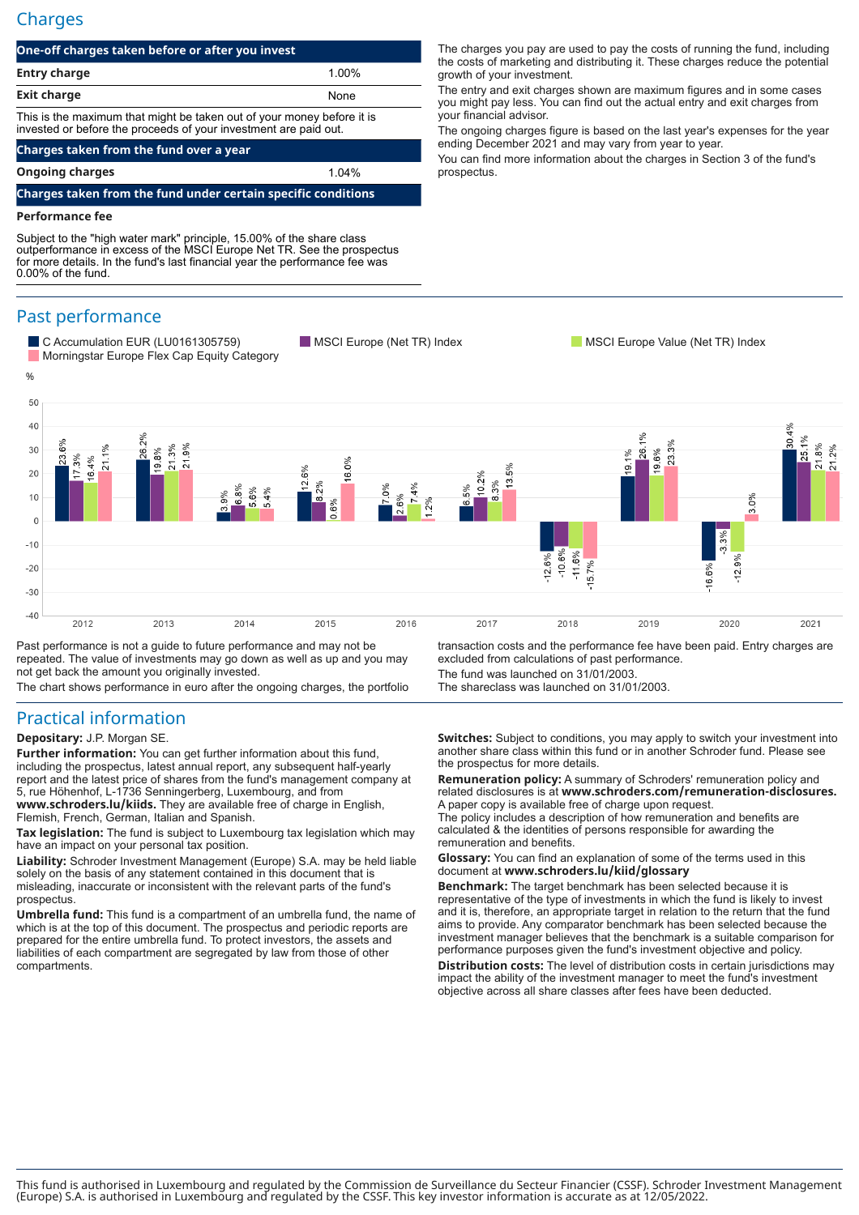## Charges

| One-off charges taken before or after you invest | |
|---|---|
| **Entry charge** | 1.00% |
| **Exit charge** | None |

This is the maximum that might be taken out of your money before it is invested or before the proceeds of your investment are paid out.

| Charges taken from the fund over a year | |
|---|---|
| **Ongoing charges** | 1.04% |

**Charges taken from the fund under certain specific conditions**

**Performance fee**

Subject to the "high water mark" principle, 15.00% of the share class outperformance in excess of the MSCI Europe Net TR. See the prospectus for more details. In the fund's last financial year the performance fee was 0.00% of the fund.

The charges you pay are used to pay the costs of running the fund, including the costs of marketing and distributing it. These charges reduce the potential growth of your investment.

The entry and exit charges shown are maximum figures and in some cases you might pay less. You can find out the actual entry and exit charges from your financial advisor.

The ongoing charges figure is based on the last year's expenses for the year ending December 2021 and may vary from year to year.

You can find more information about the charges in Section 3 of the fund's prospectus.

## Past performance

C Accumulation EUR (LU0161305759)
MSCI Europe (Net TR) Index
MSCI Europe Value (Net TR) Index
Morningstar Europe Flex Cap Equity Category

%

50
40
30
20
10
0
-10
-20
-30
-40

2012: 23.6% 17.3% 16.4% 21.1%
2013: 26.2% 19.8% 21.3% 21.9%
2014: 3.9% 6.8% 5.6% 5.4%
2015: 12.6% 8.2% 0.6% 16.0%
2016: 7.0% 2.6% 7.4% 1.2%
2017: 6.5% 10.2% 8.3% 13.5%
2018: -12.6% -10.6% -11.6% -15.7%
2019: 19.1% 26.1% 19.6% 23.3%
2020: -16.6% -3.3% -12.9% 3.0%
2021: 30.4% 25.1% 21.8% 21.2%

Past performance is not a guide to future performance and may not be repeated. The value of investments may go down as well as up and you may not get back the amount you originally invested.

The chart shows performance in euro after the ongoing charges, the portfolio transaction costs and the performance fee have been paid. Entry charges are excluded from calculations of past performance.

The fund was launched on 31/01/2003.
The shareclass was launched on 31/01/2003.

## Practical information

**Depositary:** J.P. Morgan SE.

**Further information:** You can get further information about this fund, including the prospectus, latest annual report, any subsequent half-yearly report and the latest price of shares from the fund's management company at 5, rue Höhenhof, L-1736 Senningerberg, Luxembourg, and from **www.schroders.lu/kiids.** They are available free of charge in English, Flemish, French, German, Italian and Spanish.

**Tax legislation:** The fund is subject to Luxembourg tax legislation which may have an impact on your personal tax position.

**Liability:** Schroder Investment Management (Europe) S.A. may be held liable solely on the basis of any statement contained in this document that is misleading, inaccurate or inconsistent with the relevant parts of the fund's prospectus.

**Umbrella fund:** This fund is a compartment of an umbrella fund, the name of which is at the top of this document. The prospectus and periodic reports are prepared for the entire umbrella fund. To protect investors, the assets and liabilities of each compartment are segregated by law from those of other compartments.

**Switches:** Subject to conditions, you may apply to switch your investment into another share class within this fund or in another Schroder fund. Please see the prospectus for more details.

**Remuneration policy:** A summary of Schroders' remuneration policy and related disclosures is at **www.schroders.com/remuneration-disclosures.** A paper copy is available free of charge upon request.
The policy includes a description of how remuneration and benefits are calculated & the identities of persons responsible for awarding the remuneration and benefits.

**Glossary:** You can find an explanation of some of the terms used in this document at **www.schroders.lu/kiid/glossary**

**Benchmark:** The target benchmark has been selected because it is representative of the type of investments in which the fund is likely to invest and it is, therefore, an appropriate target in relation to the return that the fund aims to provide. Any comparator benchmark has been selected because the investment manager believes that the benchmark is a suitable comparison for performance purposes given the fund's investment objective and policy.

**Distribution costs:** The level of distribution costs in certain jurisdictions may impact the ability of the investment manager to meet the fund's investment objective across all share classes after fees have been deducted.

This fund is authorised in Luxembourg and regulated by the Commission de Surveillance du Secteur Financier (CSSF). Schroder Investment Management (Europe) S.A. is authorised in Luxembourg and regulated by the CSSF. This key investor information is accurate as at 12/05/2022.